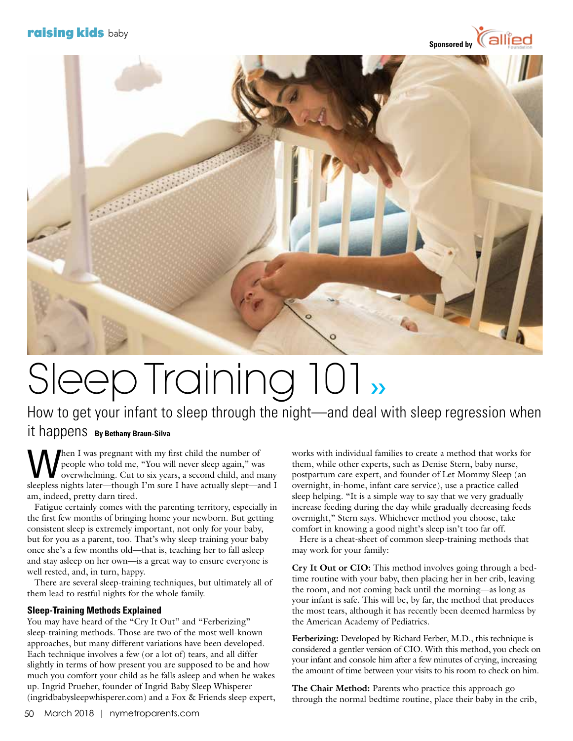# Sleep Training 101 »

## How to get your infant to sleep through the night—and deal with sleep regression when it happens

**By Bethany Braun-Silva**

When I was pregnant with my first child the number of people who told me, "You will never sleep again," was overwhelming. Cut to six years, a second child, and many sleepless nights later—though I'm sure I have actually slept—and I am, indeed, pretty darn tired.

Fatigue certainly comes with the parenting territory, especially in the first few months of bringing home your newborn. But getting consistent sleep is extremely important, not only for your baby, but for you as a parent, too. That's why sleep training your baby once she's a few months old—that is, teaching her to fall asleep and stay asleep on her own—is a great way to ensure everyone is well rested, and, in turn, happy.

There are several sleep-training techniques, but ultimately all of them lead to restful nights for the whole family.

### Sleep-Training Methods Explained

You may have heard of the "Cry It Out" and "Ferberizing" sleep-training methods. Those are two of the most well-known approaches, but many different variations have been developed. Each technique involves a few (or a lot of) tears, and all differ slightly in terms of how present you are supposed to be and how much you comfort your child as he falls asleep and when he wakes up. Ingrid Prueher, founder of Ingrid Baby Sleep Whisperer (ingridbabysleepwhisperer.com) and a Fox & Friends sleep expert, works with individual families to create a method that works for them, while other experts, such as Denise Stern, baby nurse, postpartum care expert, and founder of Let Mommy Sleep (an overnight, in-home, infant care service), use a practice called sleep helping. "It is a simple way to say that we very gradually increase feeding during the day while gradually decreasing feeds overnight," Stern says. Whichever method you choose, take comfort in knowing a good night's sleep isn't too far off.

Here is a cheat-sheet of common sleep-training methods that may work for your family:

**Cry It Out or CIO:** This method involves going through a bedtime routine with your baby, then placing her in her crib, leaving the room, and not coming back until the morning—as long as your infant is safe. This will be, by far, the method that produces the most tears, although it has recently been deemed harmless by the American Academy of Pediatrics.

**Ferberizing:** Developed by Richard Ferber, M.D., this technique is considered a gentler version of CIO. With this method, you check on your infant and console him after a few minutes of crying, increasing the amount of time between your visits to his room to check on him.

**The Chair Method:** Parents who practice this approach go through the normal bedtime routine, place their baby in the crib,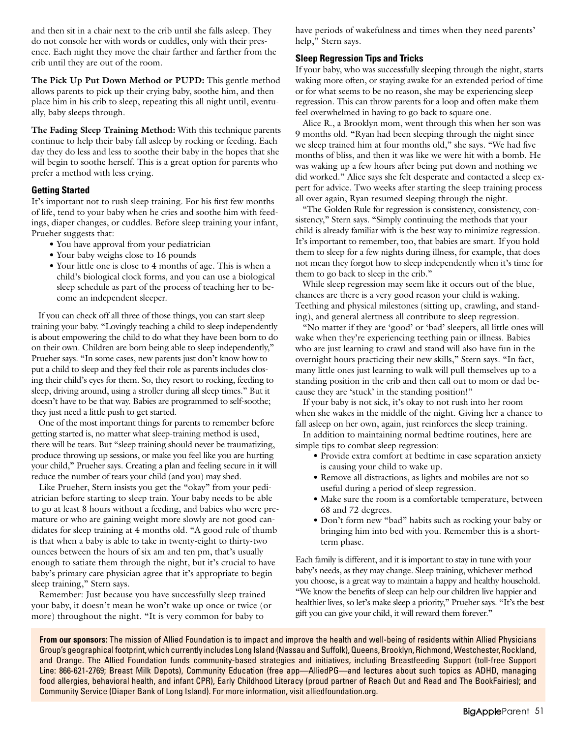and then sit in a chair next to the crib until she falls asleep. They do not console her with words or cuddles, only with their presence. Each night they move the chair farther and farther from the crib until they are out of the room.

**The Pick Up Put Down Method or PUPD:** This gentle method allows parents to pick up their crying baby, soothe him, and then place him in his crib to sleep, repeating this all night until, eventually, baby sleeps through.

**The Fading Sleep Training Method:** With this technique parents continue to help their baby fall asleep by rocking or feeding. Each day they do less and less to soothe their baby in the hopes that she will begin to soothe herself. This is a great option for parents who prefer a method with less crying.

### Getting Started

It's important not to rush sleep training. For his first few months of life, tend to your baby when he cries and soothe him with feedings, diaper changes, or cuddles. Before sleep training your infant, Prueher suggests that:

- You have approval from your pediatrician
- Your baby weighs close to 16 pounds
- Your little one is close to 4 months of age. This is when a child's biological clock forms, and you can use a biological sleep schedule as part of the process of teaching her to become an independent sleeper.

If you can check off all three of those things, you can start sleep training your baby. "Lovingly teaching a child to sleep independently is about empowering the child to do what they have been born to do on their own. Children are born being able to sleep independently," Prueher says. "In some cases, new parents just don't know how to put a child to sleep and they feel their role as parents includes closing their child's eyes for them. So, they resort to rocking, feeding to sleep, driving around, using a stroller during all sleep times." But it doesn't have to be that way. Babies are programmed to self-soothe; they just need a little push to get started.

One of the most important things for parents to remember before getting started is, no matter what sleep-training method is used, there will be tears. But "sleep training should never be traumatizing, produce throwing up sessions, or make you feel like you are hurting your child," Prueher says. Creating a plan and feeling secure in it will reduce the number of tears your child (and you) may shed.

Like Prueher, Stern insists you get the "okay" from your pediatrician before starting to sleep train. Your baby needs to be able to go at least 8 hours without a feeding, and babies who were premature or who are gaining weight more slowly are not good candidates for sleep training at 4 months old. "A good rule of thumb is that when a baby is able to take in twenty-eight to thirty-two ounces between the hours of six am and ten pm, that's usually enough to satiate them through the night, but it's crucial to have baby's primary care physician agree that it's appropriate to begin sleep training," Stern says.

Remember: Just because you have successfully sleep trained your baby, it doesn't mean he won't wake up once or twice (or more) throughout the night. "It is very common for baby to have periods of wakefulness and times when they need parents' help," Stern says.

### Sleep Regression Tips and Tricks

If your baby, who was successfully sleeping through the night, starts waking more often, or staying awake for an extended period of time or for what seems to be no reason, she may be experiencing sleep regression. This can throw parents for a loop and often make them feel overwhelmed in having to go back to square one.

Alice R., a Brooklyn mom, went through this when her son was 9 months old. "Ryan had been sleeping through the night since we sleep trained him at four months old," she says. "We had five months of bliss, and then it was like we were hit with a bomb. He was waking up a few hours after being put down and nothing we did worked." Alice says she felt desperate and contacted a sleep expert for advice. Two weeks after starting the sleep training process all over again, Ryan resumed sleeping through the night.

"The Golden Rule for regression is consistency, consistency, consistency," Stern says. "Simply continuing the methods that your child is already familiar with is the best way to minimize regression. It's important to remember, too, that babies are smart. If you hold them to sleep for a few nights during illness, for example, that does not mean they forgot how to sleep independently when it's time for them to go back to sleep in the crib."

While sleep regression may seem like it occurs out of the blue, chances are there is a very good reason your child is waking. Teething and physical milestones (sitting up, crawling, and standing), and general alertness all contribute to sleep regression.

"No matter if they are 'good' or 'bad' sleepers, all little ones will wake when they're experiencing teething pain or illness. Babies who are just learning to crawl and stand will also have fun in the overnight hours practicing their new skills," Stern says. "In fact, many little ones just learning to walk will pull themselves up to a standing position in the crib and then call out to mom or dad because they are 'stuck' in the standing position!"

If your baby is not sick, it's okay to not rush into her room when she wakes in the middle of the night. Giving her a chance to fall asleep on her own, again, just reinforces the sleep training.

In addition to maintaining normal bedtime routines, here are simple tips to combat sleep regression:

- Provide extra comfort at bedtime in case separation anxiety is causing your child to wake up.
- Remove all distractions, as lights and mobiles are not so useful during a period of sleep regression.
- Make sure the room is a comfortable temperature, between 68 and 72 degrees.
- Don't form new "bad" habits such as rocking your baby or bringing him into bed with you. Remember this is a short-term phase.

Each family is different, and it is important to stay in tune with your baby's needs, as they may change. Sleep training, whichever method you choose, is a great way to maintain a happy and healthy household. "We know the benefits of sleep can help our children live happier and healthier lives, so let's make sleep a priority," Prueher says. "It's the best gift you can give your child, it will reward them forever."

**From our sponsors:** The mission of Allied Foundation is to impact and improve the health and well-being of residents within Allied Physicians Group's geographical footprint, which currently includes Long Island (Nassau and Suffolk), Queens, Brooklyn, Richmond, Westchester, Rockland, and Orange. The Allied Foundation funds community-based strategies and initiatives, including Breastfeeding Support (toll-free Support Line: 866-621-2769; Breast Milk Depots), Community Education (free app—AlliedPG—and lectures about such topics as ADHD, managing food allergies, behavioral health, and infant CPR), Early Childhood Literacy (proud partner of Reach Out and Read and The BookFairies); and Community Service (Diaper Bank of Long Island). For more information, visit alliedfoundation.org.